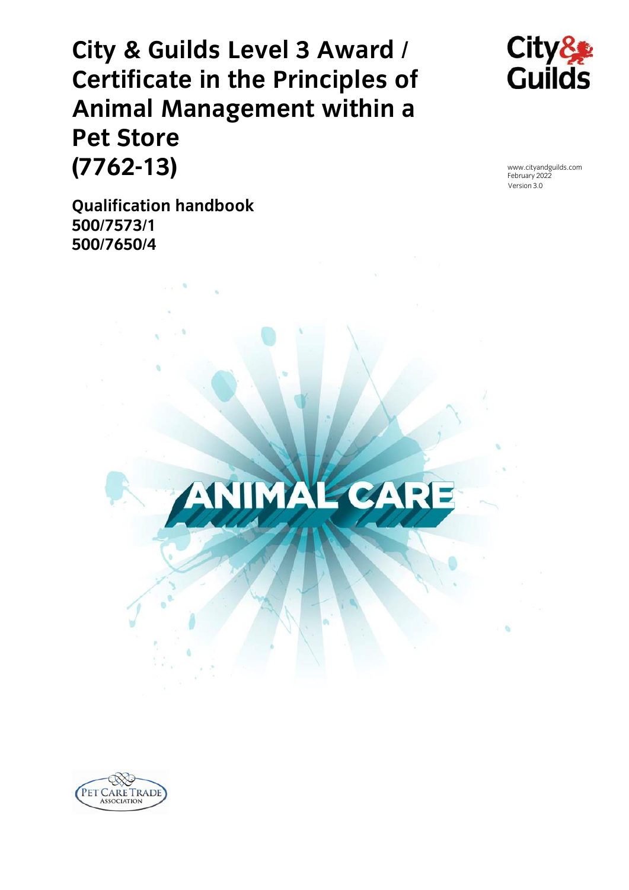# City & Guilds Level 3 Award / Certificate in the Principles of Animal Management within a Pet Store (7762-13)

www.cityandguilds.com
February 2022
Version 3.0

**Qualification handbook**
**500/7573/1**
**500/7650/4**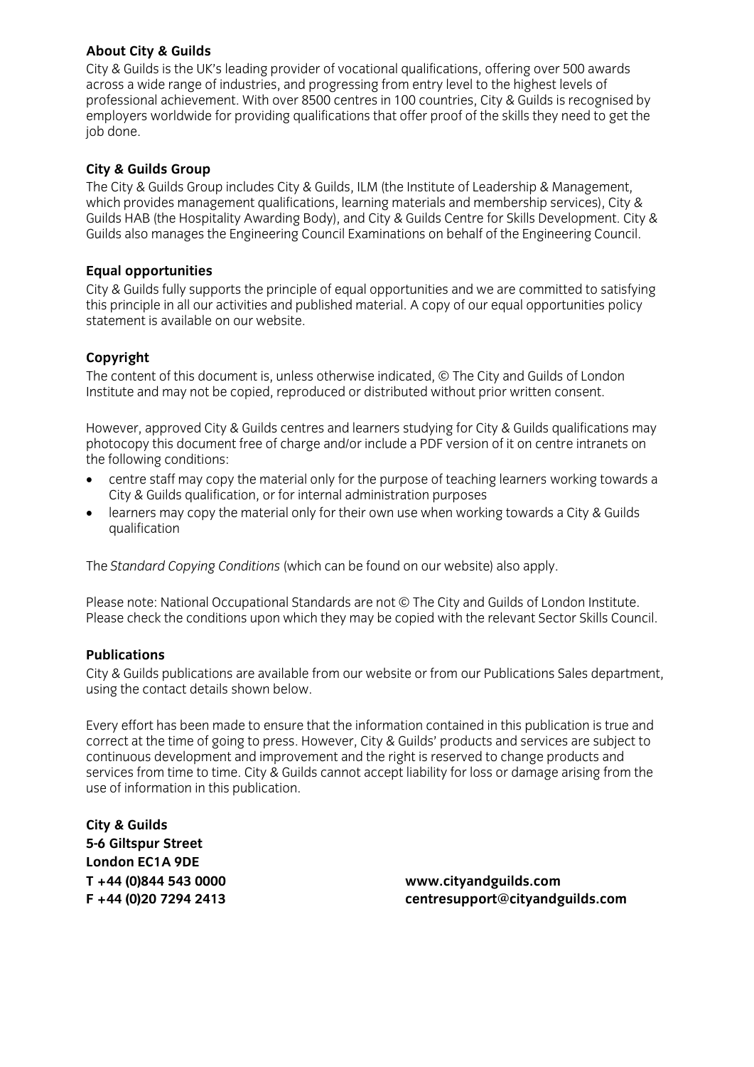**About City & Guilds**

City & Guilds is the UK's leading provider of vocational qualifications, offering over 500 awards across a wide range of industries, and progressing from entry level to the highest levels of professional achievement. With over 8500 centres in 100 countries, City & Guilds is recognised by employers worldwide for providing qualifications that offer proof of the skills they need to get the job done.

**City & Guilds Group**

The City & Guilds Group includes City & Guilds, ILM (the Institute of Leadership & Management, which provides management qualifications, learning materials and membership services), City & Guilds HAB (the Hospitality Awarding Body), and City & Guilds Centre for Skills Development. City & Guilds also manages the Engineering Council Examinations on behalf of the Engineering Council.

**Equal opportunities**

City & Guilds fully supports the principle of equal opportunities and we are committed to satisfying this principle in all our activities and published material. A copy of our equal opportunities policy statement is available on our website.

**Copyright**

The content of this document is, unless otherwise indicated, © The City and Guilds of London Institute and may not be copied, reproduced or distributed without prior written consent.

However, approved City & Guilds centres and learners studying for City & Guilds qualifications may photocopy this document free of charge and/or include a PDF version of it on centre intranets on the following conditions:

- centre staff may copy the material only for the purpose of teaching learners working towards a City & Guilds qualification, or for internal administration purposes
- learners may copy the material only for their own use when working towards a City & Guilds qualification

The *Standard Copying Conditions* (which can be found on our website) also apply.

Please note: National Occupational Standards are not © The City and Guilds of London Institute. Please check the conditions upon which they may be copied with the relevant Sector Skills Council.

**Publications**

City & Guilds publications are available from our website or from our Publications Sales department, using the contact details shown below.

Every effort has been made to ensure that the information contained in this publication is true and correct at the time of going to press. However, City & Guilds' products and services are subject to continuous development and improvement and the right is reserved to change products and services from time to time. City & Guilds cannot accept liability for loss or damage arising from the use of information in this publication.

**City & Guilds**
**5-6 Giltspur Street**
**London EC1A 9DE**
**T +44 (0)844 543 0000**
**F +44 (0)20 7294 2413**

**www.cityandguilds.com**
**centresupport@cityandguilds.com**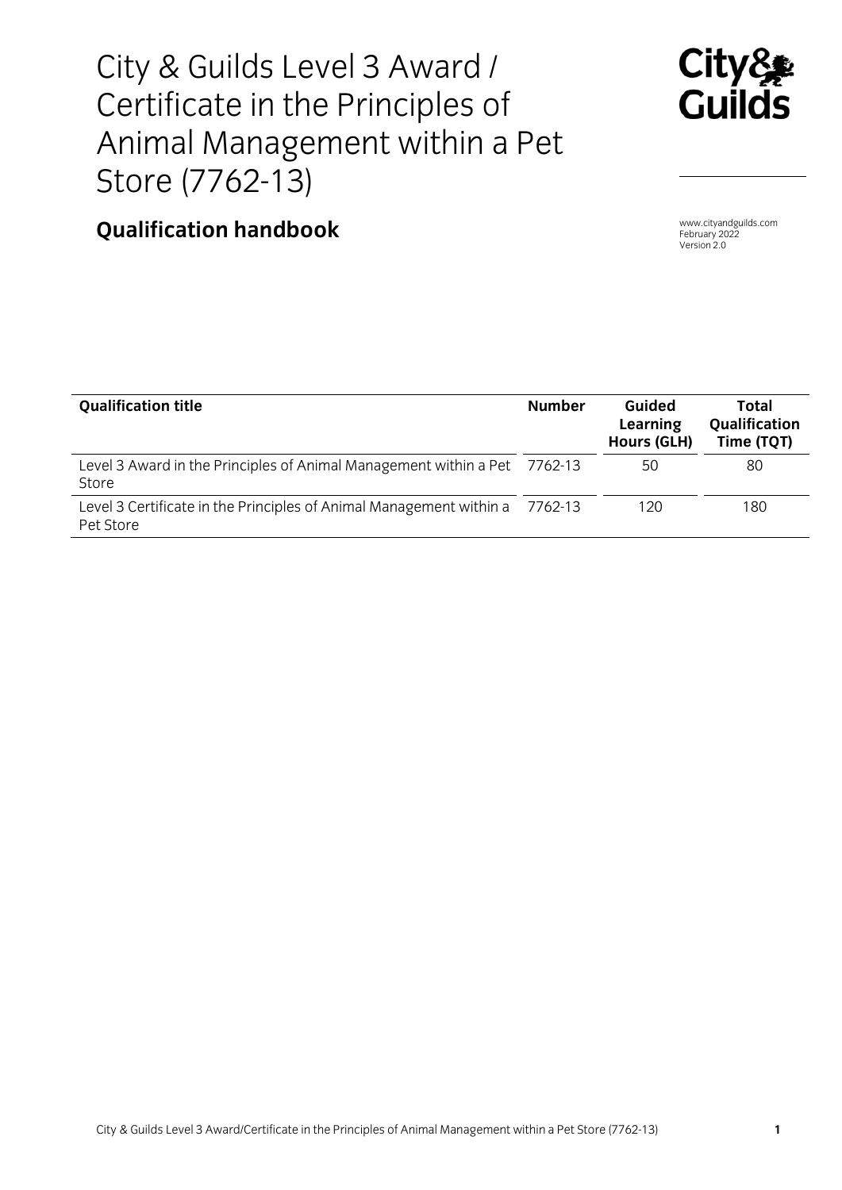# City & Guilds Level 3 Award / Certificate in the Principles of Animal Management within a Pet Store (7762-13)

## Qualification handbook

www.cityandguilds.com
February 2022
Version 2.0

| Qualification title | Number | Guided Learning Hours (GLH) | Total Qualification Time (TQT) |
|---|---|---|---|
| Level 3 Award in the Principles of Animal Management within a Pet Store | 7762-13 | 50 | 80 |
| Level 3 Certificate in the Principles of Animal Management within a Pet Store | 7762-13 | 120 | 180 |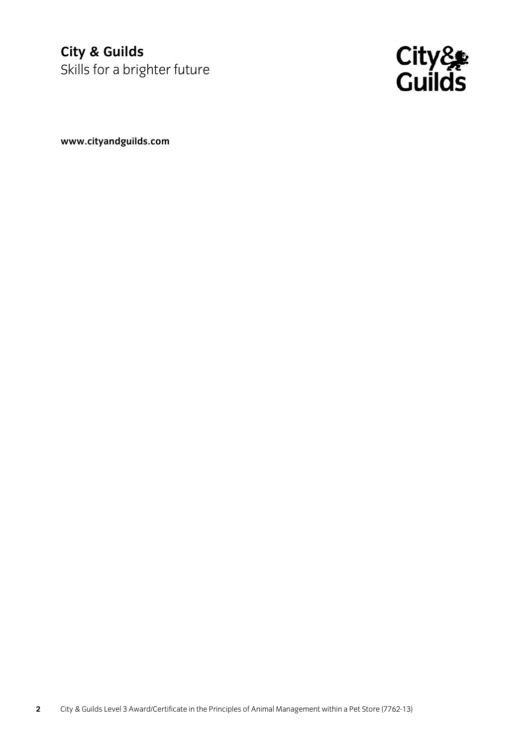**City & Guilds**
Skills for a brighter future

**www.cityandguilds.com**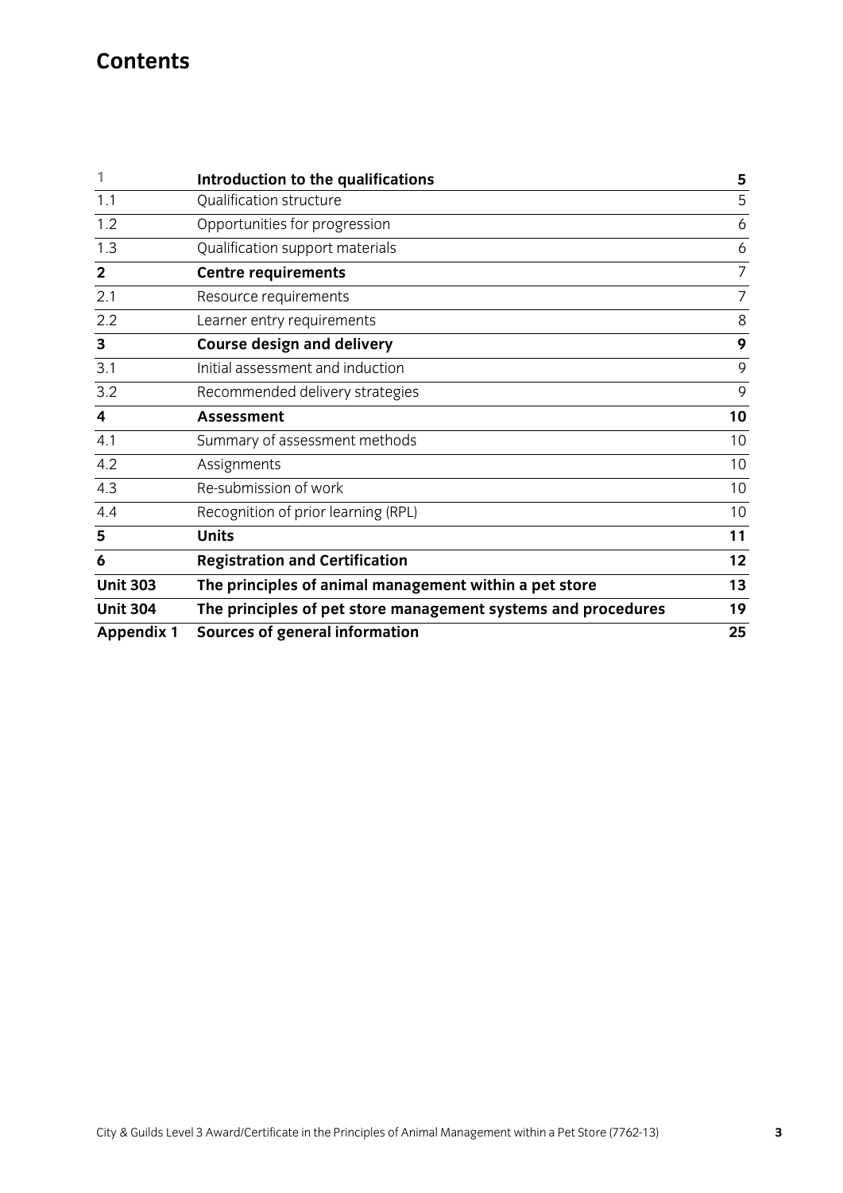# Contents

| | | |
|---|---|---|
| 1 | **Introduction to the qualifications** | **5** |
| 1.1 | Qualification structure | 5 |
| 1.2 | Opportunities for progression | 6 |
| 1.3 | Qualification support materials | 6 |
| **2** | **Centre requirements** | 7 |
| 2.1 | Resource requirements | 7 |
| 2.2 | Learner entry requirements | 8 |
| **3** | **Course design and delivery** | **9** |
| 3.1 | Initial assessment and induction | 9 |
| 3.2 | Recommended delivery strategies | 9 |
| **4** | **Assessment** | **10** |
| 4.1 | Summary of assessment methods | 10 |
| 4.2 | Assignments | 10 |
| 4.3 | Re-submission of work | 10 |
| 4.4 | Recognition of prior learning (RPL) | 10 |
| **5** | **Units** | **11** |
| **6** | **Registration and Certification** | **12** |
| **Unit 303** | **The principles of animal management within a pet store** | **13** |
| **Unit 304** | **The principles of pet store management systems and procedures** | **19** |
| **Appendix 1** | **Sources of general information** | **25** |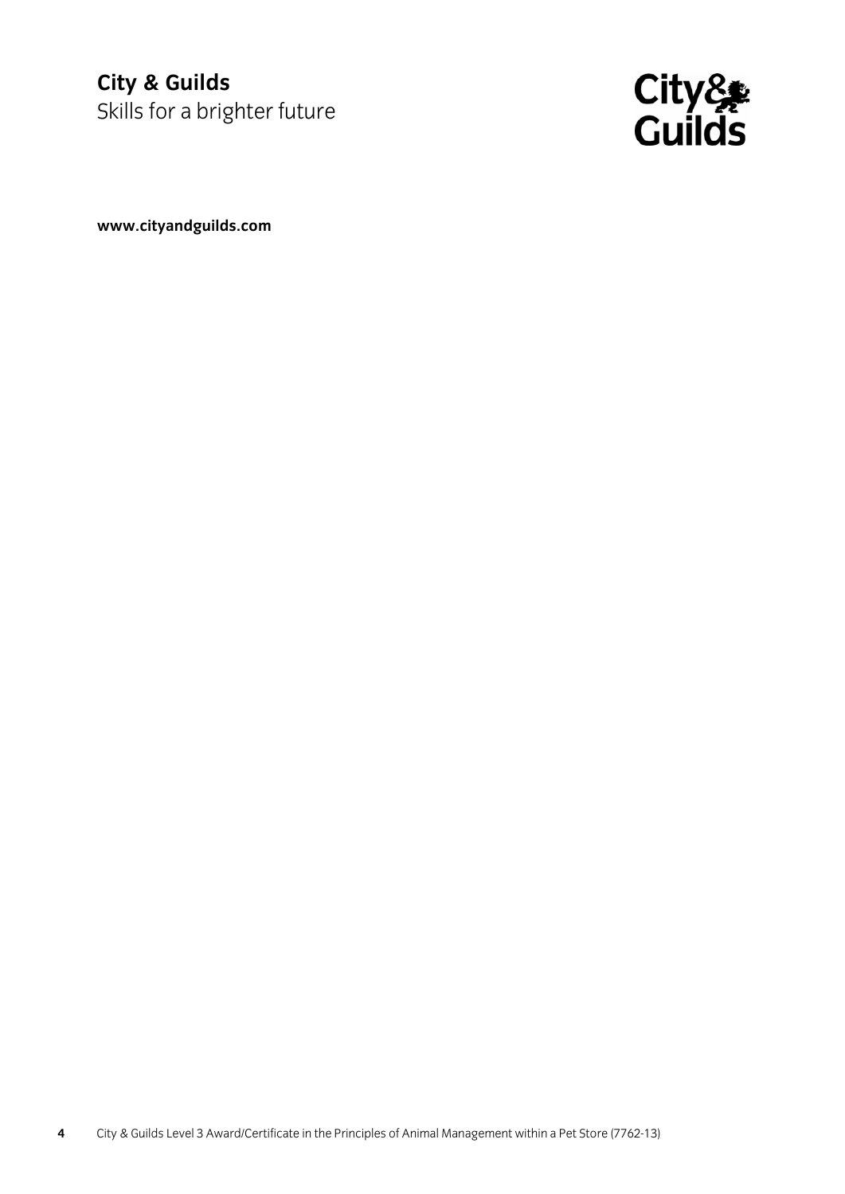**City & Guilds**
Skills for a brighter future

**www.cityandguilds.com**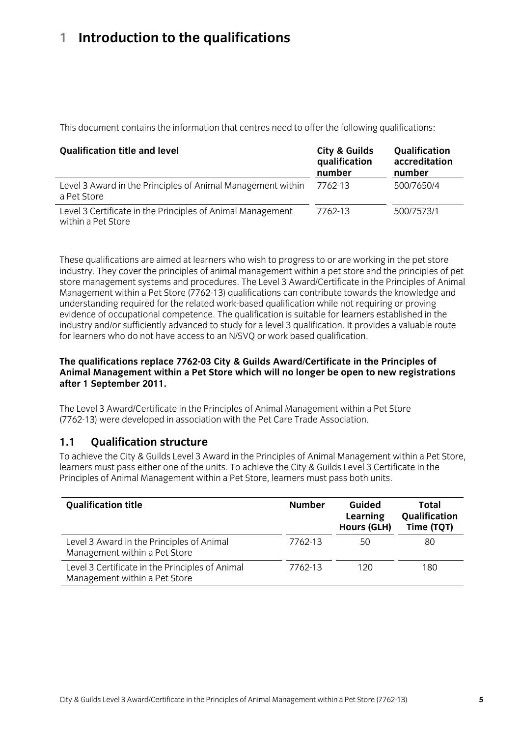# 1 Introduction to the qualifications

This document contains the information that centres need to offer the following qualifications:

| Qualification title and level | City & Guilds qualification number | Qualification accreditation number |
|---|---|---|
| Level 3 Award in the Principles of Animal Management within a Pet Store | 7762-13 | 500/7650/4 |
| Level 3 Certificate in the Principles of Animal Management within a Pet Store | 7762-13 | 500/7573/1 |

These qualifications are aimed at learners who wish to progress to or are working in the pet store industry. They cover the principles of animal management within a pet store and the principles of pet store management systems and procedures. The Level 3 Award/Certificate in the Principles of Animal Management within a Pet Store (7762-13) qualifications can contribute towards the knowledge and understanding required for the related work-based qualification while not requiring or proving evidence of occupational competence. The qualification is suitable for learners established in the industry and/or sufficiently advanced to study for a level 3 qualification. It provides a valuable route for learners who do not have access to an N/SVQ or work based qualification.

**The qualifications replace 7762-03 City & Guilds Award/Certificate in the Principles of Animal Management within a Pet Store which will no longer be open to new registrations after 1 September 2011.**

The Level 3 Award/Certificate in the Principles of Animal Management within a Pet Store (7762-13) were developed in association with the Pet Care Trade Association.

## 1.1 Qualification structure

To achieve the City & Guilds Level 3 Award in the Principles of Animal Management within a Pet Store, learners must pass either one of the units. To achieve the City & Guilds Level 3 Certificate in the Principles of Animal Management within a Pet Store, learners must pass both units.

| Qualification title | Number | Guided Learning Hours (GLH) | Total Qualification Time (TQT) |
|---|---|---|---|
| Level 3 Award in the Principles of Animal Management within a Pet Store | 7762-13 | 50 | 80 |
| Level 3 Certificate in the Principles of Animal Management within a Pet Store | 7762-13 | 120 | 180 |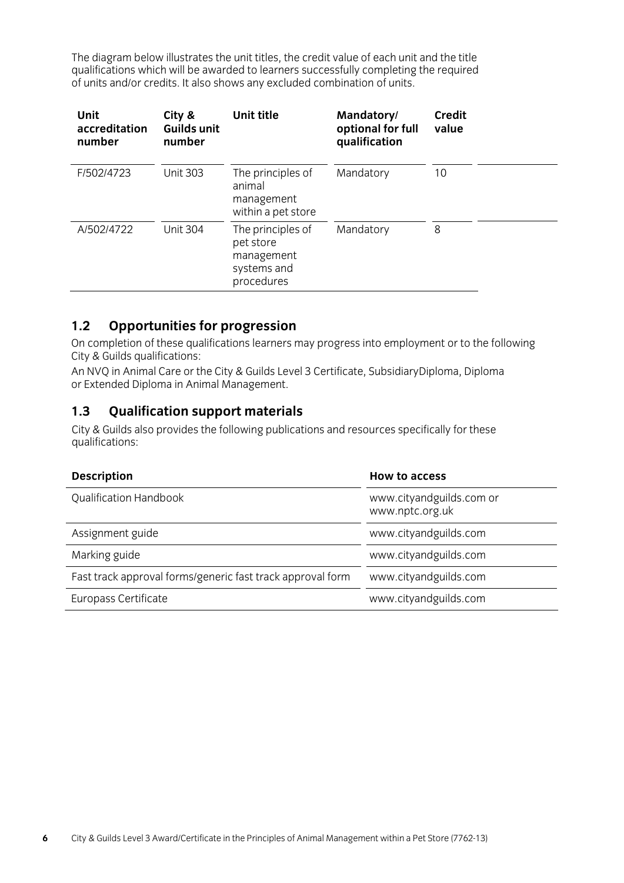The diagram below illustrates the unit titles, the credit value of each unit and the title qualifications which will be awarded to learners successfully completing the required of units and/or credits. It also shows any excluded combination of units.

| Unit accreditation number | City & Guilds unit number | Unit title | Mandatory/ optional for full qualification | Credit value |
|---|---|---|---|---|
| F/502/4723 | Unit 303 | The principles of animal management within a pet store | Mandatory | 10 |
| A/502/4722 | Unit 304 | The principles of pet store management systems and procedures | Mandatory | 8 |

## 1.2 Opportunities for progression

On completion of these qualifications learners may progress into employment or to the following City & Guilds qualifications:

An NVQ in Animal Care or the City & Guilds Level 3 Certificate, SubsidiaryDiploma, Diploma or Extended Diploma in Animal Management.

## 1.3 Qualification support materials

City & Guilds also provides the following publications and resources specifically for these qualifications:

| Description | How to access |
|---|---|
| Qualification Handbook | www.cityandguilds.com or www.nptc.org.uk |
| Assignment guide | www.cityandguilds.com |
| Marking guide | www.cityandguilds.com |
| Fast track approval forms/generic fast track approval form | www.cityandguilds.com |
| Europass Certificate | www.cityandguilds.com |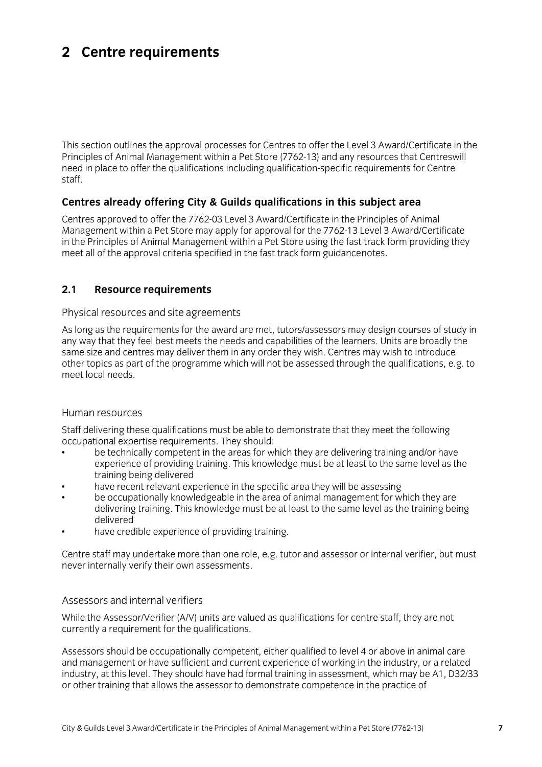# 2 Centre requirements

This section outlines the approval processes for Centres to offer the Level 3 Award/Certificate in the Principles of Animal Management within a Pet Store (7762-13) and any resources that Centreswill need in place to offer the qualifications including qualification-specific requirements for Centre staff.

### Centres already offering City & Guilds qualifications in this subject area

Centres approved to offer the 7762-03 Level 3 Award/Certificate in the Principles of Animal Management within a Pet Store may apply for approval for the 7762-13 Level 3 Award/Certificate in the Principles of Animal Management within a Pet Store using the fast track form providing they meet all of the approval criteria specified in the fast track form guidancenotes.

## 2.1 Resource requirements

#### Physical resources and site agreements

As long as the requirements for the award are met, tutors/assessors may design courses of study in any way that they feel best meets the needs and capabilities of the learners. Units are broadly the same size and centres may deliver them in any order they wish. Centres may wish to introduce other topics as part of the programme which will not be assessed through the qualifications, e.g. to meet local needs.

#### Human resources

Staff delivering these qualifications must be able to demonstrate that they meet the following occupational expertise requirements. They should:

- be technically competent in the areas for which they are delivering training and/or have experience of providing training. This knowledge must be at least to the same level as the training being delivered
- have recent relevant experience in the specific area they will be assessing
- be occupationally knowledgeable in the area of animal management for which they are delivering training. This knowledge must be at least to the same level as the training being delivered
- have credible experience of providing training.

Centre staff may undertake more than one role, e.g. tutor and assessor or internal verifier, but must never internally verify their own assessments.

#### Assessors and internal verifiers

While the Assessor/Verifier (A/V) units are valued as qualifications for centre staff, they are not currently a requirement for the qualifications.

Assessors should be occupationally competent, either qualified to level 4 or above in animal care and management or have sufficient and current experience of working in the industry, or a related industry, at this level. They should have had formal training in assessment, which may be A1, D32/33 or other training that allows the assessor to demonstrate competence in the practice of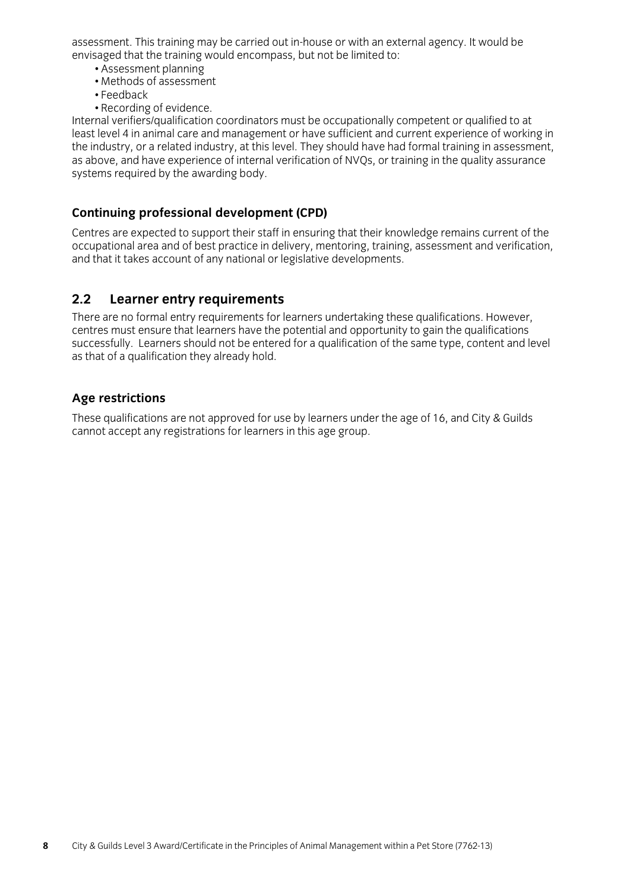assessment. This training may be carried out in-house or with an external agency. It would be envisaged that the training would encompass, but not be limited to:

- Assessment planning
- Methods of assessment
- Feedback
- Recording of evidence.

Internal verifiers/qualification coordinators must be occupationally competent or qualified to at least level 4 in animal care and management or have sufficient and current experience of working in the industry, or a related industry, at this level. They should have had formal training in assessment, as above, and have experience of internal verification of NVQs, or training in the quality assurance systems required by the awarding body.

### Continuing professional development (CPD)

Centres are expected to support their staff in ensuring that their knowledge remains current of the occupational area and of best practice in delivery, mentoring, training, assessment and verification, and that it takes account of any national or legislative developments.

## 2.2 Learner entry requirements

There are no formal entry requirements for learners undertaking these qualifications. However, centres must ensure that learners have the potential and opportunity to gain the qualifications successfully. Learners should not be entered for a qualification of the same type, content and level as that of a qualification they already hold.

### Age restrictions

These qualifications are not approved for use by learners under the age of 16, and City & Guilds cannot accept any registrations for learners in this age group.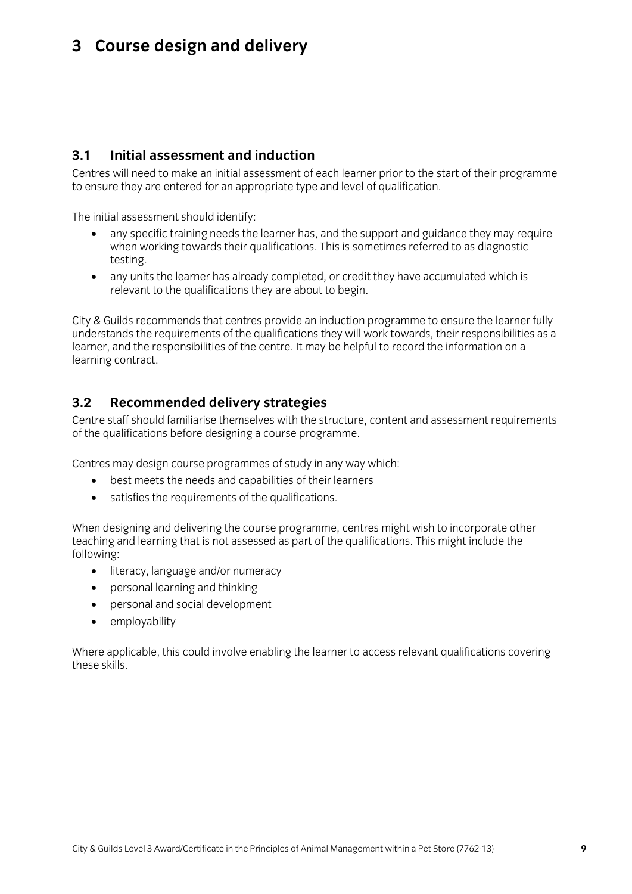# 3 Course design and delivery

## 3.1 Initial assessment and induction

Centres will need to make an initial assessment of each learner prior to the start of their programme to ensure they are entered for an appropriate type and level of qualification.

The initial assessment should identify:

- any specific training needs the learner has, and the support and guidance they may require when working towards their qualifications. This is sometimes referred to as diagnostic testing.
- any units the learner has already completed, or credit they have accumulated which is relevant to the qualifications they are about to begin.

City & Guilds recommends that centres provide an induction programme to ensure the learner fully understands the requirements of the qualifications they will work towards, their responsibilities as a learner, and the responsibilities of the centre. It may be helpful to record the information on a learning contract.

## 3.2 Recommended delivery strategies

Centre staff should familiarise themselves with the structure, content and assessment requirements of the qualifications before designing a course programme.

Centres may design course programmes of study in any way which:

- best meets the needs and capabilities of their learners
- satisfies the requirements of the qualifications.

When designing and delivering the course programme, centres might wish to incorporate other teaching and learning that is not assessed as part of the qualifications. This might include the following:

- literacy, language and/or numeracy
- personal learning and thinking
- personal and social development
- employability

Where applicable, this could involve enabling the learner to access relevant qualifications covering these skills.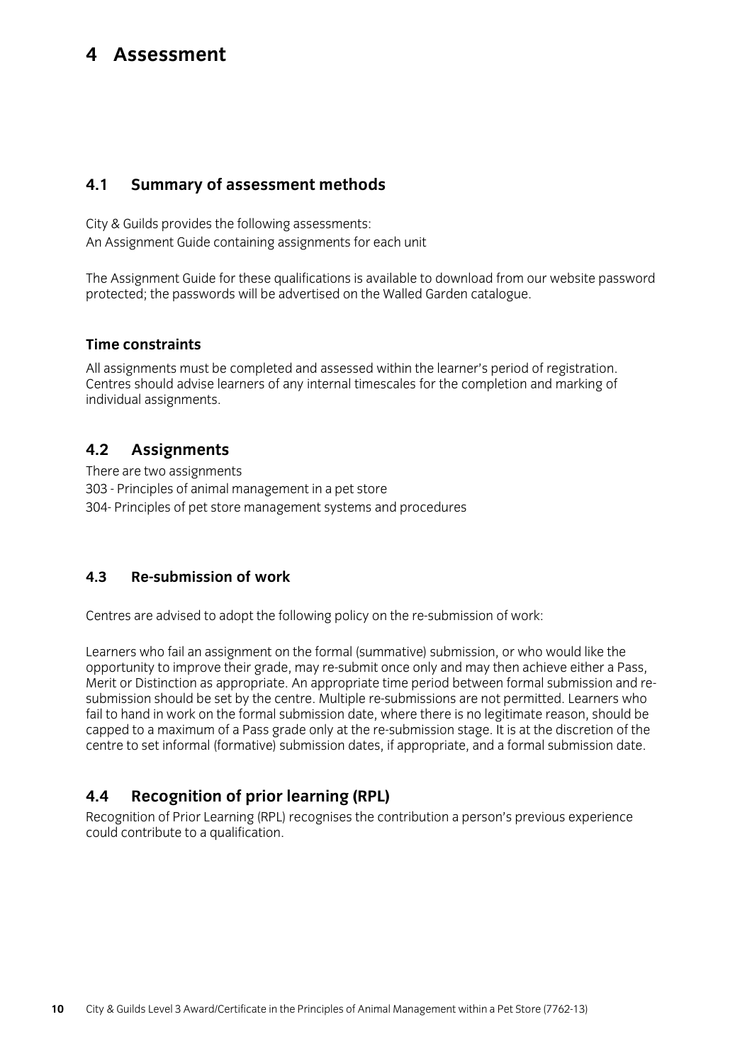# 4 Assessment

## 4.1 Summary of assessment methods

City & Guilds provides the following assessments:
An Assignment Guide containing assignments for each unit

The Assignment Guide for these qualifications is available to download from our website password protected; the passwords will be advertised on the Walled Garden catalogue.

### Time constraints

All assignments must be completed and assessed within the learner's period of registration. Centres should advise learners of any internal timescales for the completion and marking of individual assignments.

## 4.2 Assignments

There are two assignments
303 - Principles of animal management in a pet store
304- Principles of pet store management systems and procedures

## 4.3 Re-submission of work

Centres are advised to adopt the following policy on the re-submission of work:

Learners who fail an assignment on the formal (summative) submission, or who would like the opportunity to improve their grade, may re-submit once only and may then achieve either a Pass, Merit or Distinction as appropriate. An appropriate time period between formal submission and re-submission should be set by the centre. Multiple re-submissions are not permitted. Learners who fail to hand in work on the formal submission date, where there is no legitimate reason, should be capped to a maximum of a Pass grade only at the re-submission stage. It is at the discretion of the centre to set informal (formative) submission dates, if appropriate, and a formal submission date.

## 4.4 Recognition of prior learning (RPL)

Recognition of Prior Learning (RPL) recognises the contribution a person's previous experience could contribute to a qualification.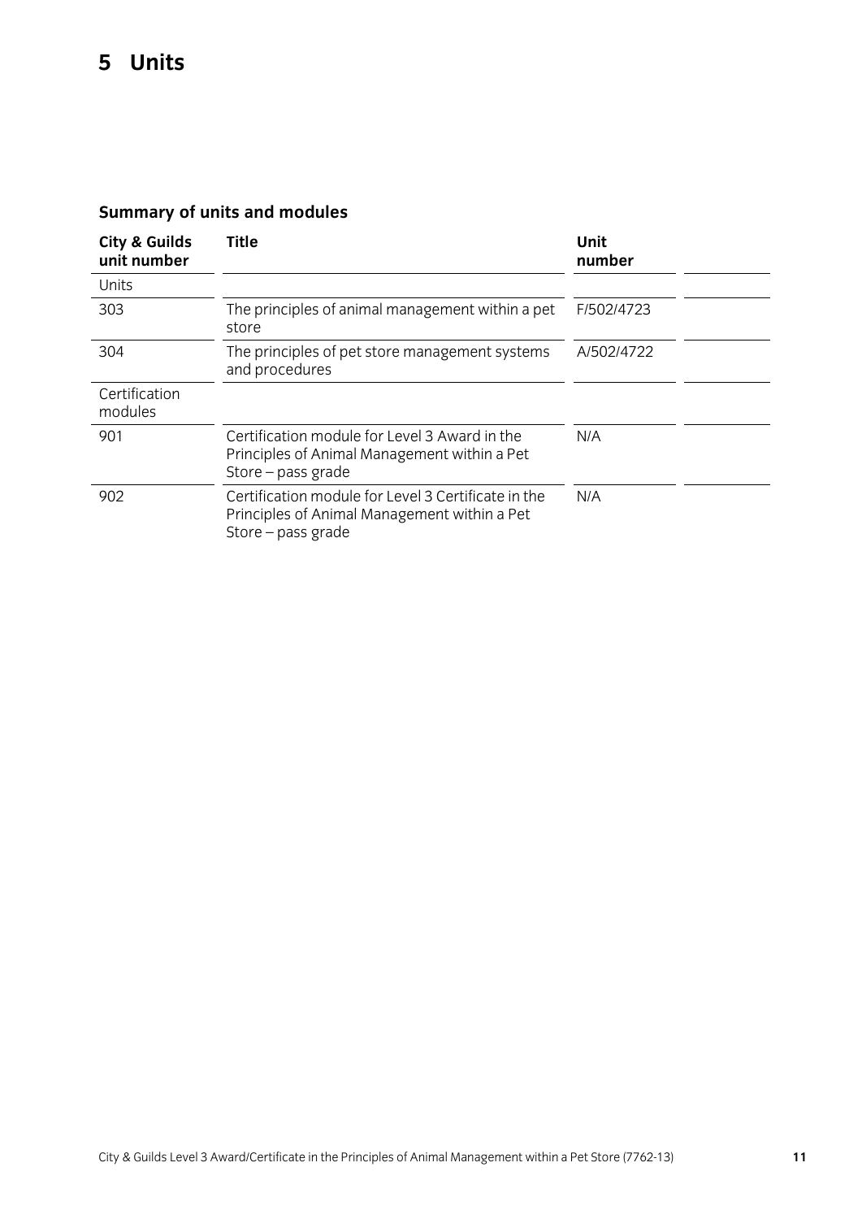# 5 Units

## Summary of units and modules

| City & Guilds unit number | Title | Unit number | |
|---|---|---|---|
| Units | | | |
| 303 | The principles of animal management within a pet store | F/502/4723 | |
| 304 | The principles of pet store management systems and procedures | A/502/4722 | |
| Certification modules | | | |
| 901 | Certification module for Level 3 Award in the Principles of Animal Management within a Pet Store – pass grade | N/A | |
| 902 | Certification module for Level 3 Certificate in the Principles of Animal Management within a Pet Store – pass grade | N/A | |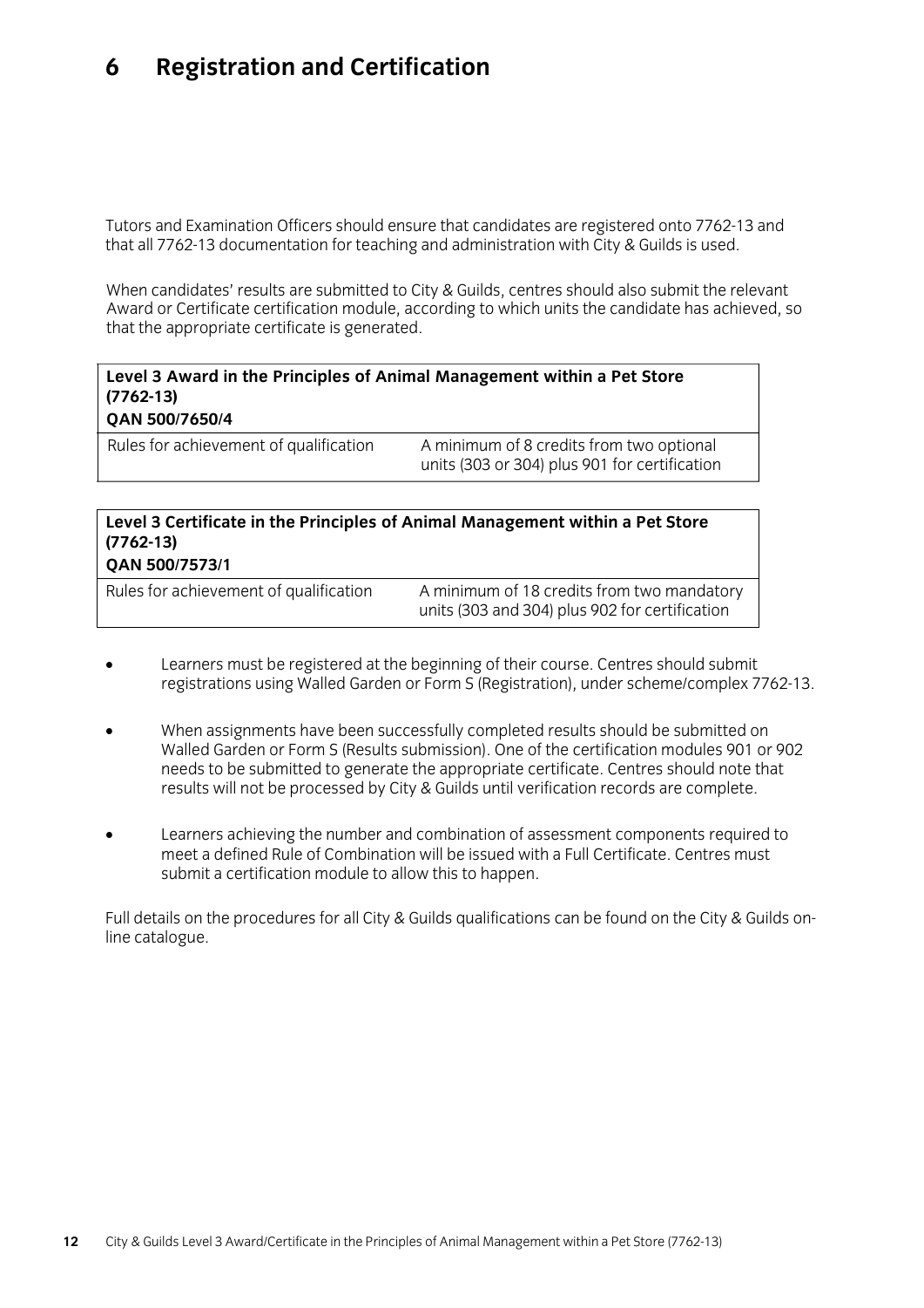# 6 Registration and Certification

Tutors and Examination Officers should ensure that candidates are registered onto 7762-13 and that all 7762-13 documentation for teaching and administration with City & Guilds is used.

When candidates' results are submitted to City & Guilds, centres should also submit the relevant Award or Certificate certification module, according to which units the candidate has achieved, so that the appropriate certificate is generated.

| **Level 3 Award in the Principles of Animal Management within a Pet Store (7762-13)**<br>**QAN 500/7650/4** | |
|---|---|
| Rules for achievement of qualification | A minimum of 8 credits from two optional units (303 or 304) plus 901 for certification |

| **Level 3 Certificate in the Principles of Animal Management within a Pet Store (7762-13)**<br>**QAN 500/7573/1** | |
|---|---|
| Rules for achievement of qualification | A minimum of 18 credits from two mandatory units (303 and 304) plus 902 for certification |

- Learners must be registered at the beginning of their course. Centres should submit registrations using Walled Garden or Form S (Registration), under scheme/complex 7762-13.
- When assignments have been successfully completed results should be submitted on Walled Garden or Form S (Results submission). One of the certification modules 901 or 902 needs to be submitted to generate the appropriate certificate. Centres should note that results will not be processed by City & Guilds until verification records are complete.
- Learners achieving the number and combination of assessment components required to meet a defined Rule of Combination will be issued with a Full Certificate. Centres must submit a certification module to allow this to happen.

Full details on the procedures for all City & Guilds qualifications can be found on the City & Guilds on-line catalogue.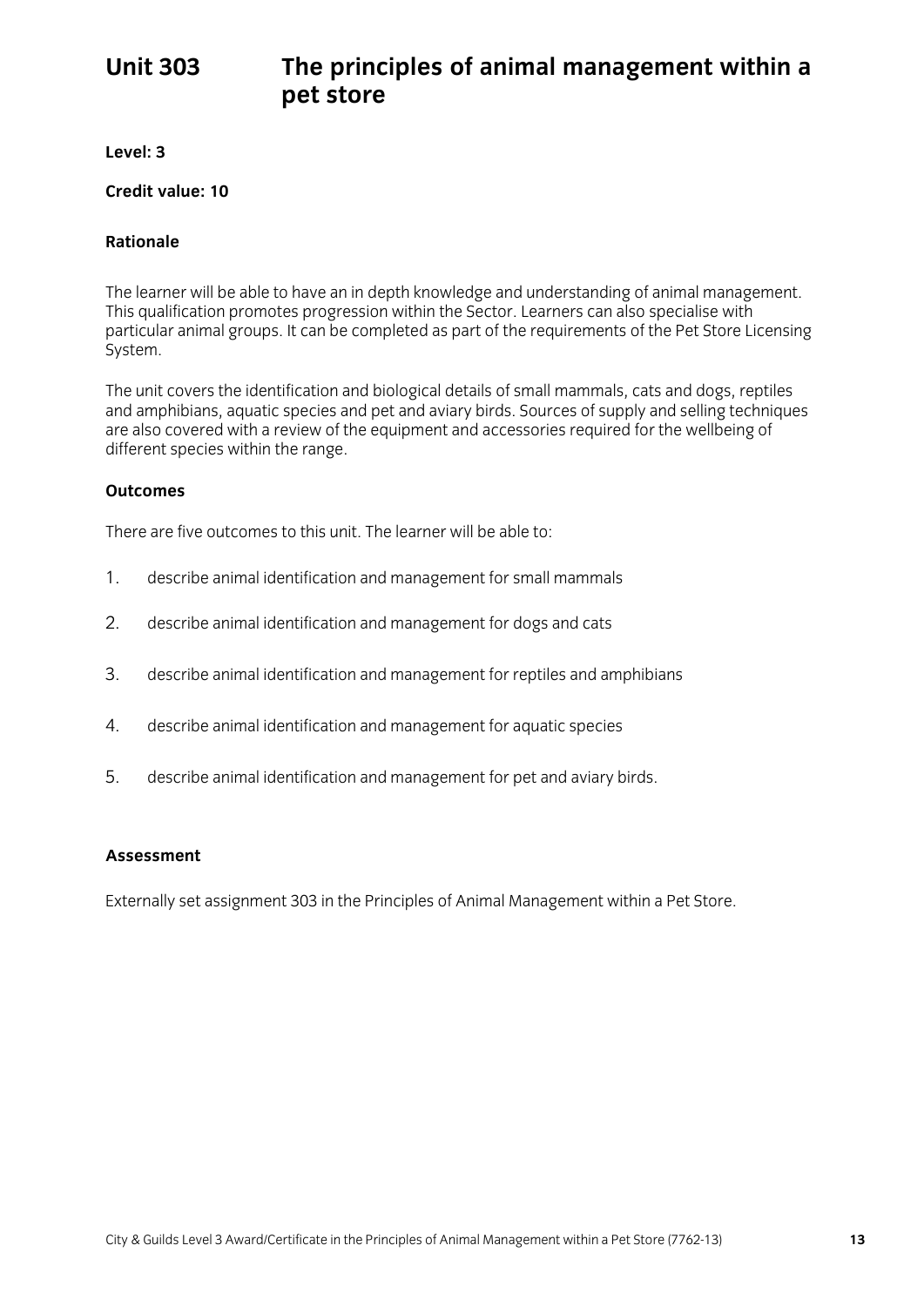# Unit 303 The principles of animal management within a pet store

**Level: 3**

**Credit value: 10**

**Rationale**

The learner will be able to have an in depth knowledge and understanding of animal management. This qualification promotes progression within the Sector. Learners can also specialise with particular animal groups. It can be completed as part of the requirements of the Pet Store Licensing System.

The unit covers the identification and biological details of small mammals, cats and dogs, reptiles and amphibians, aquatic species and pet and aviary birds. Sources of supply and selling techniques are also covered with a review of the equipment and accessories required for the wellbeing of different species within the range.

**Outcomes**

There are five outcomes to this unit. The learner will be able to:

1. describe animal identification and management for small mammals
2. describe animal identification and management for dogs and cats
3. describe animal identification and management for reptiles and amphibians
4. describe animal identification and management for aquatic species
5. describe animal identification and management for pet and aviary birds.

**Assessment**

Externally set assignment 303 in the Principles of Animal Management within a Pet Store.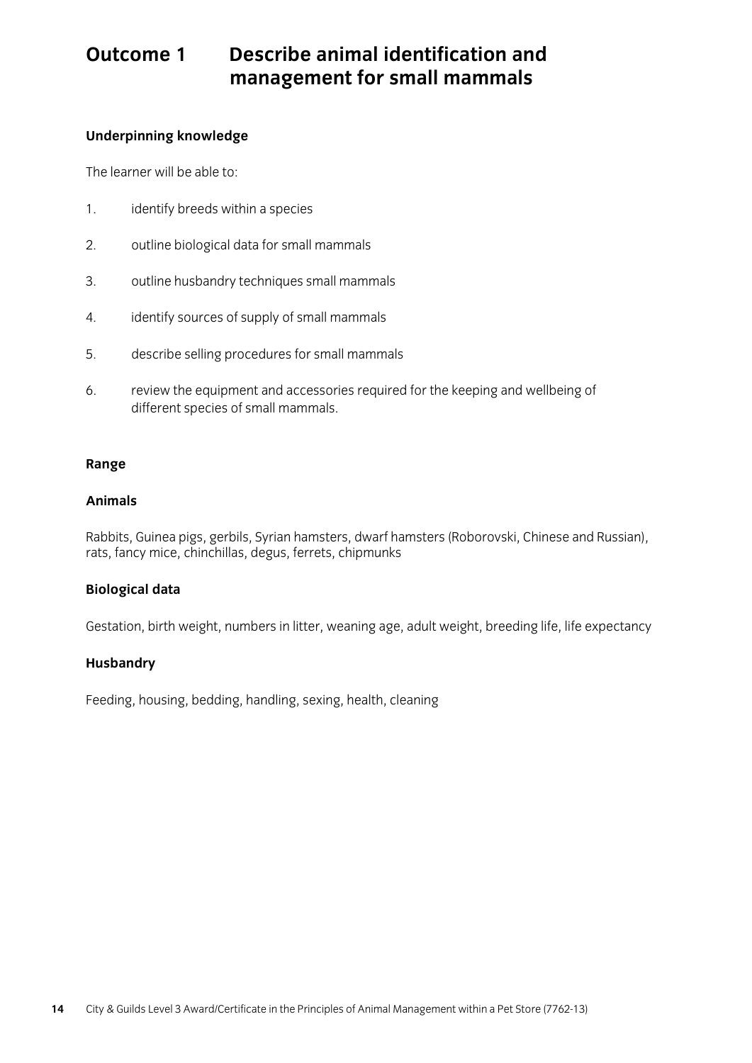# Outcome 1 Describe animal identification and management for small mammals

**Underpinning knowledge**

The learner will be able to:

1. identify breeds within a species
2. outline biological data for small mammals
3. outline husbandry techniques small mammals
4. identify sources of supply of small mammals
5. describe selling procedures for small mammals
6. review the equipment and accessories required for the keeping and wellbeing of different species of small mammals.

**Range**

**Animals**

Rabbits, Guinea pigs, gerbils, Syrian hamsters, dwarf hamsters (Roborovski, Chinese and Russian), rats, fancy mice, chinchillas, degus, ferrets, chipmunks

**Biological data**

Gestation, birth weight, numbers in litter, weaning age, adult weight, breeding life, life expectancy

**Husbandry**

Feeding, housing, bedding, handling, sexing, health, cleaning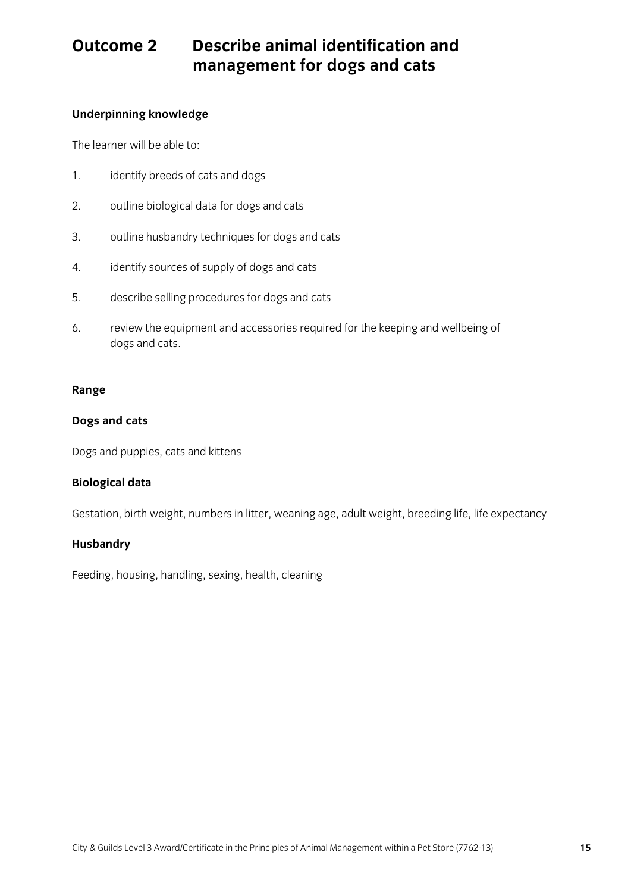# Outcome 2 Describe animal identification and management for dogs and cats

**Underpinning knowledge**

The learner will be able to:

1. identify breeds of cats and dogs
2. outline biological data for dogs and cats
3. outline husbandry techniques for dogs and cats
4. identify sources of supply of dogs and cats
5. describe selling procedures for dogs and cats
6. review the equipment and accessories required for the keeping and wellbeing of dogs and cats.

**Range**

**Dogs and cats**

Dogs and puppies, cats and kittens

**Biological data**

Gestation, birth weight, numbers in litter, weaning age, adult weight, breeding life, life expectancy

**Husbandry**

Feeding, housing, handling, sexing, health, cleaning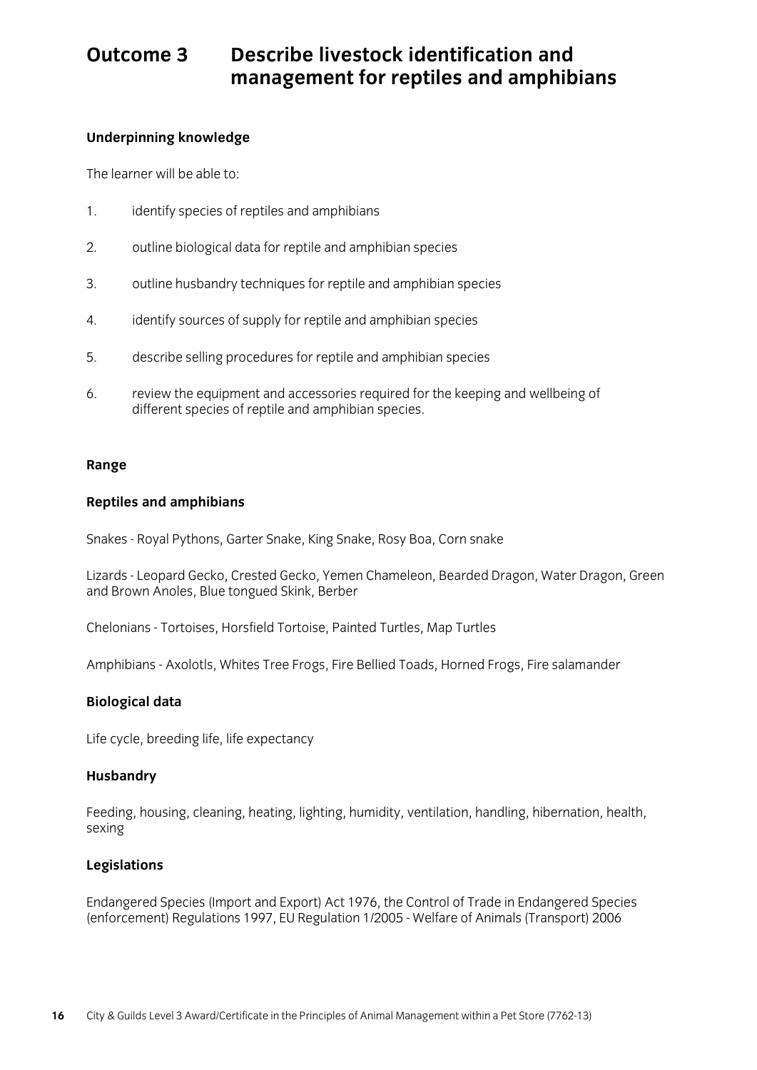# Outcome 3 Describe livestock identification and management for reptiles and amphibians

**Underpinning knowledge**

The learner will be able to:

1. identify species of reptiles and amphibians
2. outline biological data for reptile and amphibian species
3. outline husbandry techniques for reptile and amphibian species
4. identify sources of supply for reptile and amphibian species
5. describe selling procedures for reptile and amphibian species
6. review the equipment and accessories required for the keeping and wellbeing of different species of reptile and amphibian species.

**Range**

**Reptiles and amphibians**

Snakes - Royal Pythons, Garter Snake, King Snake, Rosy Boa, Corn snake

Lizards - Leopard Gecko, Crested Gecko, Yemen Chameleon, Bearded Dragon, Water Dragon, Green and Brown Anoles, Blue tongued Skink, Berber

Chelonians - Tortoises, Horsfield Tortoise, Painted Turtles, Map Turtles

Amphibians - Axolotls, Whites Tree Frogs, Fire Bellied Toads, Horned Frogs, Fire salamander

**Biological data**

Life cycle, breeding life, life expectancy

**Husbandry**

Feeding, housing, cleaning, heating, lighting, humidity, ventilation, handling, hibernation, health, sexing

**Legislations**

Endangered Species (Import and Export) Act 1976, the Control of Trade in Endangered Species (enforcement) Regulations 1997, EU Regulation 1/2005 - Welfare of Animals (Transport) 2006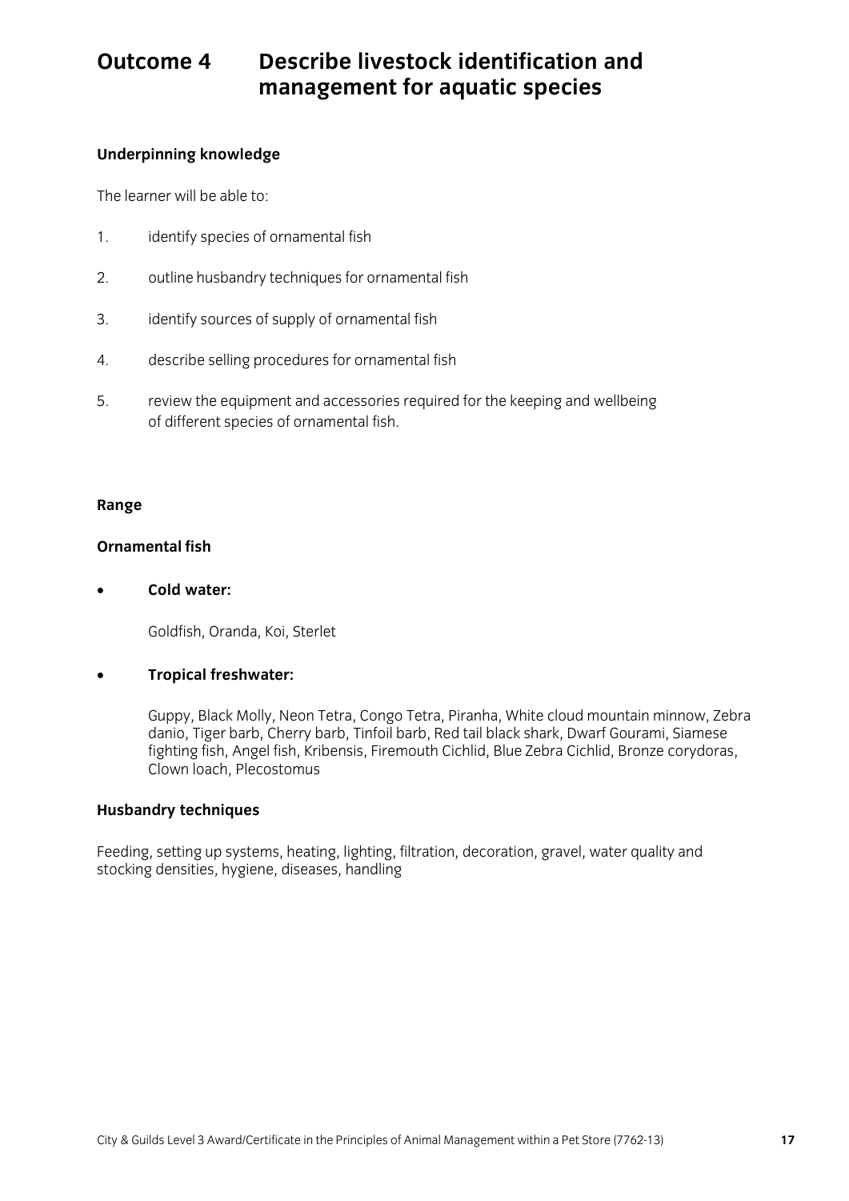# Outcome 4 Describe livestock identification and management for aquatic species

### Underpinning knowledge

The learner will be able to:

1. identify species of ornamental fish
2. outline husbandry techniques for ornamental fish
3. identify sources of supply of ornamental fish
4. describe selling procedures for ornamental fish
5. review the equipment and accessories required for the keeping and wellbeing of different species of ornamental fish.

### Range

**Ornamental fish**

- **Cold water:**

  Goldfish, Oranda, Koi, Sterlet

- **Tropical freshwater:**

  Guppy, Black Molly, Neon Tetra, Congo Tetra, Piranha, White cloud mountain minnow, Zebra danio, Tiger barb, Cherry barb, Tinfoil barb, Red tail black shark, Dwarf Gourami, Siamese fighting fish, Angel fish, Kribensis, Firemouth Cichlid, Blue Zebra Cichlid, Bronze corydoras, Clown loach, Plecostomus

**Husbandry techniques**

Feeding, setting up systems, heating, lighting, filtration, decoration, gravel, water quality and stocking densities, hygiene, diseases, handling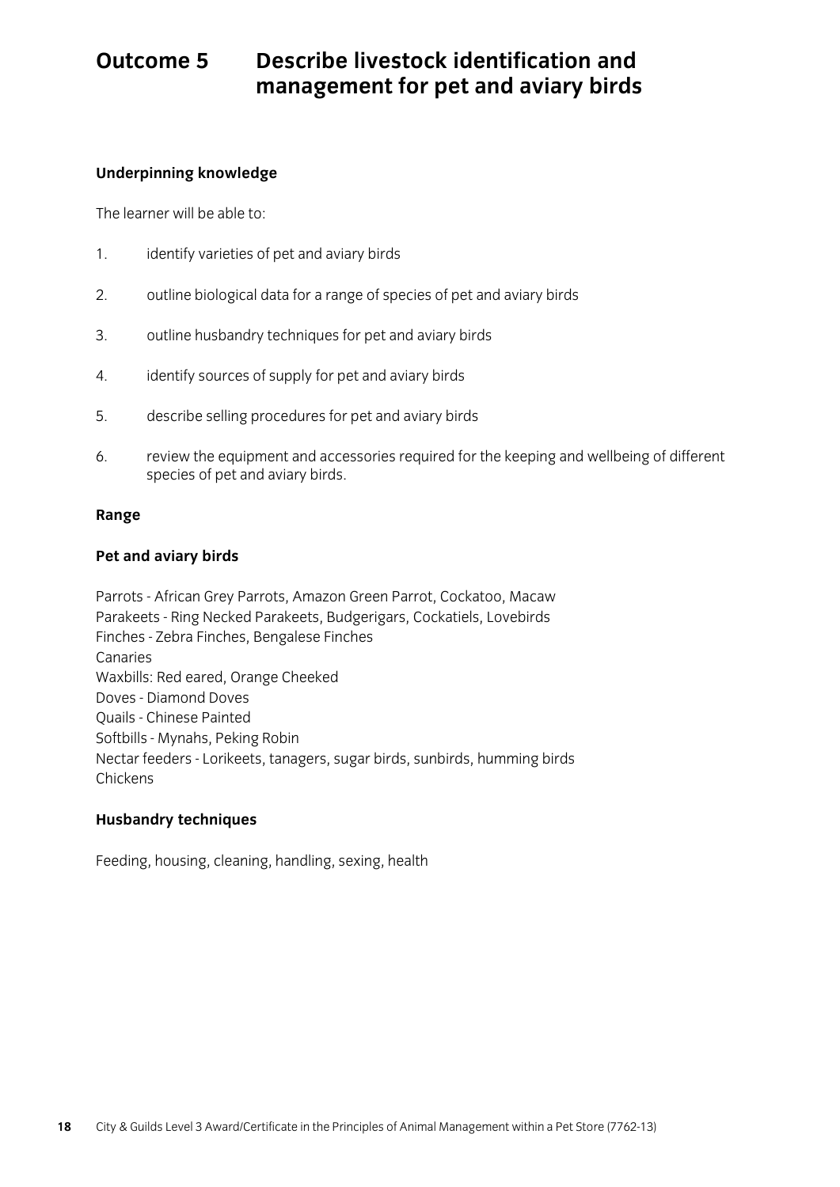# Outcome 5 Describe livestock identification and management for pet and aviary birds

**Underpinning knowledge**

The learner will be able to:

1. identify varieties of pet and aviary birds
2. outline biological data for a range of species of pet and aviary birds
3. outline husbandry techniques for pet and aviary birds
4. identify sources of supply for pet and aviary birds
5. describe selling procedures for pet and aviary birds
6. review the equipment and accessories required for the keeping and wellbeing of different species of pet and aviary birds.

**Range**

**Pet and aviary birds**

Parrots - African Grey Parrots, Amazon Green Parrot, Cockatoo, Macaw
Parakeets - Ring Necked Parakeets, Budgerigars, Cockatiels, Lovebirds
Finches - Zebra Finches, Bengalese Finches
Canaries
Waxbills: Red eared, Orange Cheeked
Doves - Diamond Doves
Quails - Chinese Painted
Softbills - Mynahs, Peking Robin
Nectar feeders - Lorikeets, tanagers, sugar birds, sunbirds, humming birds
Chickens

**Husbandry techniques**

Feeding, housing, cleaning, handling, sexing, health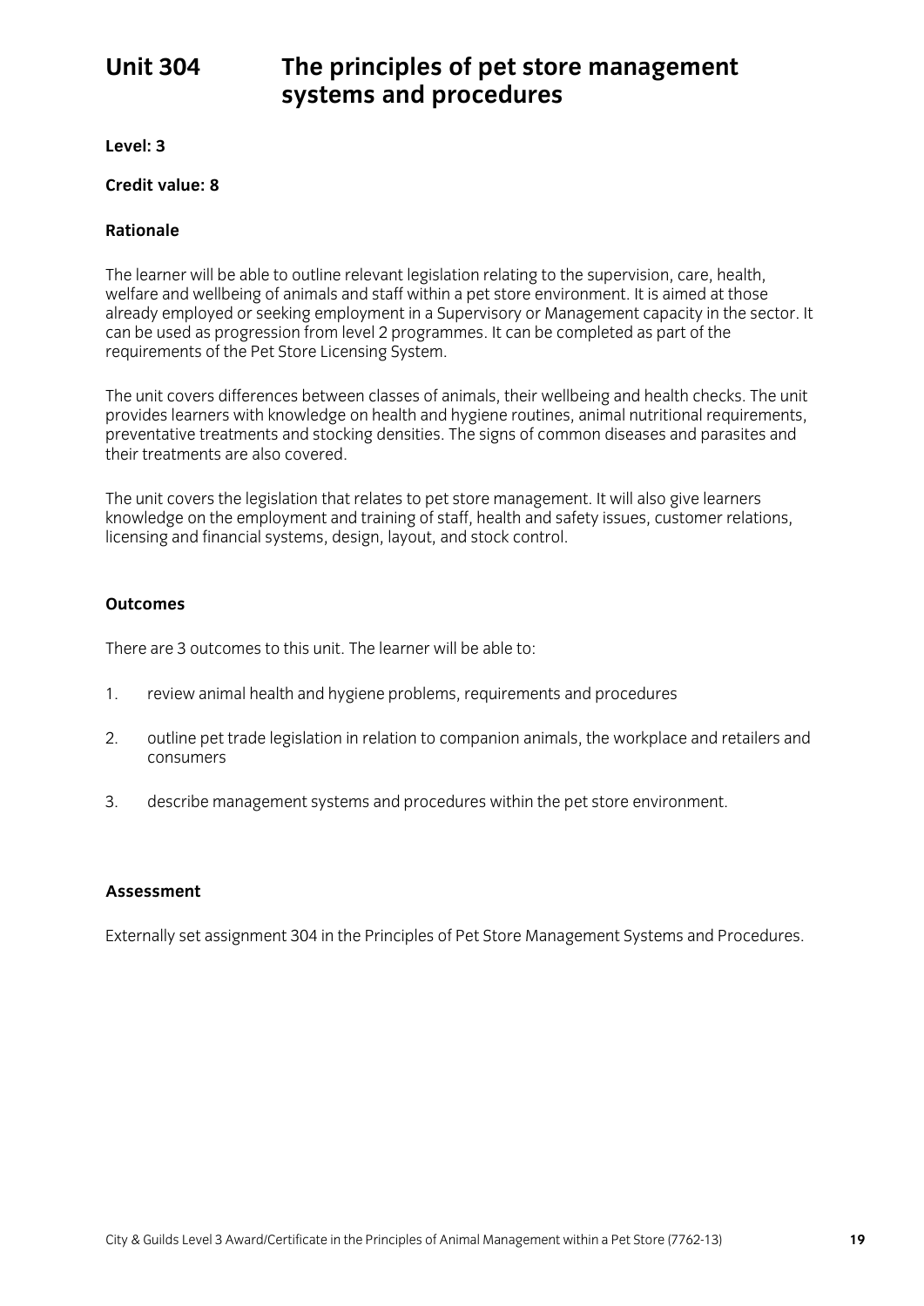# Unit 304 The principles of pet store management systems and procedures

**Level: 3**

**Credit value: 8**

### Rationale

The learner will be able to outline relevant legislation relating to the supervision, care, health, welfare and wellbeing of animals and staff within a pet store environment. It is aimed at those already employed or seeking employment in a Supervisory or Management capacity in the sector. It can be used as progression from level 2 programmes. It can be completed as part of the requirements of the Pet Store Licensing System.

The unit covers differences between classes of animals, their wellbeing and health checks. The unit provides learners with knowledge on health and hygiene routines, animal nutritional requirements, preventative treatments and stocking densities. The signs of common diseases and parasites and their treatments are also covered.

The unit covers the legislation that relates to pet store management. It will also give learners knowledge on the employment and training of staff, health and safety issues, customer relations, licensing and financial systems, design, layout, and stock control.

### Outcomes

There are 3 outcomes to this unit. The learner will be able to:

1. review animal health and hygiene problems, requirements and procedures
2. outline pet trade legislation in relation to companion animals, the workplace and retailers and consumers
3. describe management systems and procedures within the pet store environment.

### Assessment

Externally set assignment 304 in the Principles of Pet Store Management Systems and Procedures.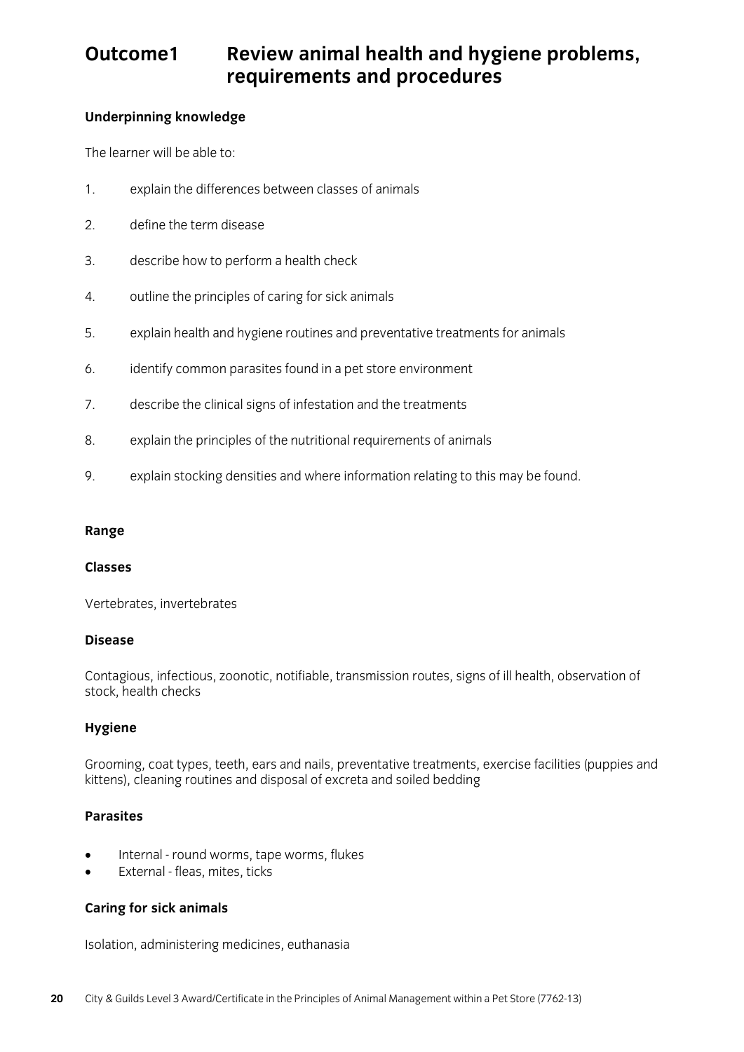# Outcome1 Review animal health and hygiene problems, requirements and procedures

**Underpinning knowledge**

The learner will be able to:

1. explain the differences between classes of animals
2. define the term disease
3. describe how to perform a health check
4. outline the principles of caring for sick animals
5. explain health and hygiene routines and preventative treatments for animals
6. identify common parasites found in a pet store environment
7. describe the clinical signs of infestation and the treatments
8. explain the principles of the nutritional requirements of animals
9. explain stocking densities and where information relating to this may be found.

**Range**

**Classes**

Vertebrates, invertebrates

**Disease**

Contagious, infectious, zoonotic, notifiable, transmission routes, signs of ill health, observation of stock, health checks

**Hygiene**

Grooming, coat types, teeth, ears and nails, preventative treatments, exercise facilities (puppies and kittens), cleaning routines and disposal of excreta and soiled bedding

**Parasites**

- Internal - round worms, tape worms, flukes
- External - fleas, mites, ticks

**Caring for sick animals**

Isolation, administering medicines, euthanasia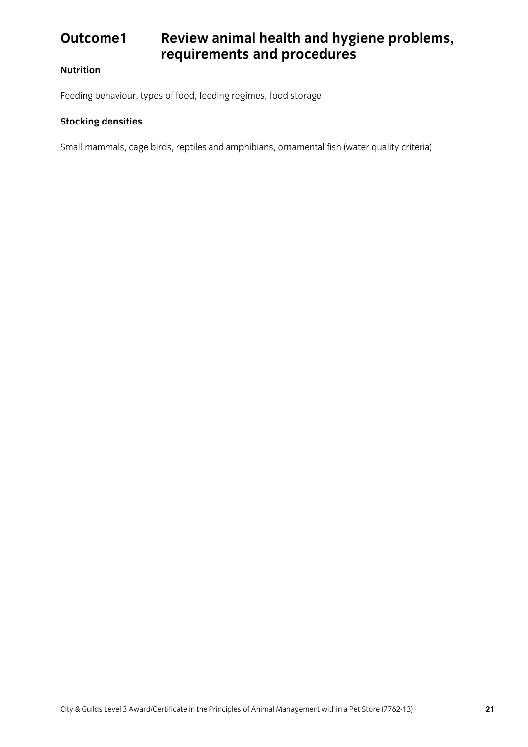## Outcome1 Review animal health and hygiene problems, requirements and procedures

**Nutrition**

Feeding behaviour, types of food, feeding regimes, food storage

**Stocking densities**

Small mammals, cage birds, reptiles and amphibians, ornamental fish (water quality criteria)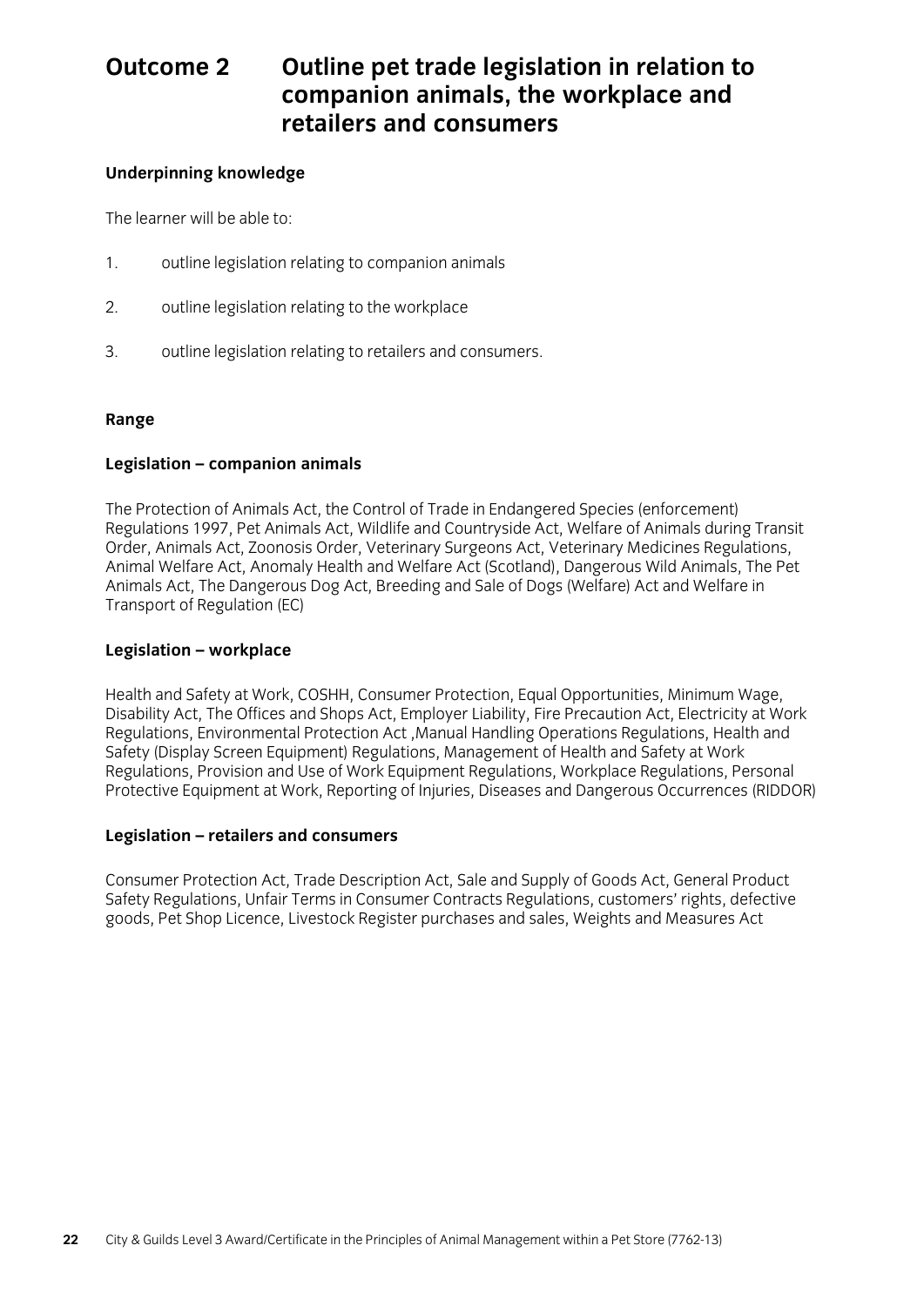# Outcome 2 Outline pet trade legislation in relation to companion animals, the workplace and retailers and consumers

**Underpinning knowledge**

The learner will be able to:

1. outline legislation relating to companion animals
2. outline legislation relating to the workplace
3. outline legislation relating to retailers and consumers.

**Range**

**Legislation – companion animals**

The Protection of Animals Act, the Control of Trade in Endangered Species (enforcement) Regulations 1997, Pet Animals Act, Wildlife and Countryside Act, Welfare of Animals during Transit Order, Animals Act, Zoonosis Order, Veterinary Surgeons Act, Veterinary Medicines Regulations, Animal Welfare Act, Anomaly Health and Welfare Act (Scotland), Dangerous Wild Animals, The Pet Animals Act, The Dangerous Dog Act, Breeding and Sale of Dogs (Welfare) Act and Welfare in Transport of Regulation (EC)

**Legislation – workplace**

Health and Safety at Work, COSHH, Consumer Protection, Equal Opportunities, Minimum Wage, Disability Act, The Offices and Shops Act, Employer Liability, Fire Precaution Act, Electricity at Work Regulations, Environmental Protection Act ,Manual Handling Operations Regulations, Health and Safety (Display Screen Equipment) Regulations, Management of Health and Safety at Work Regulations, Provision and Use of Work Equipment Regulations, Workplace Regulations, Personal Protective Equipment at Work, Reporting of Injuries, Diseases and Dangerous Occurrences (RIDDOR)

**Legislation – retailers and consumers**

Consumer Protection Act, Trade Description Act, Sale and Supply of Goods Act, General Product Safety Regulations, Unfair Terms in Consumer Contracts Regulations, customers' rights, defective goods, Pet Shop Licence, Livestock Register purchases and sales, Weights and Measures Act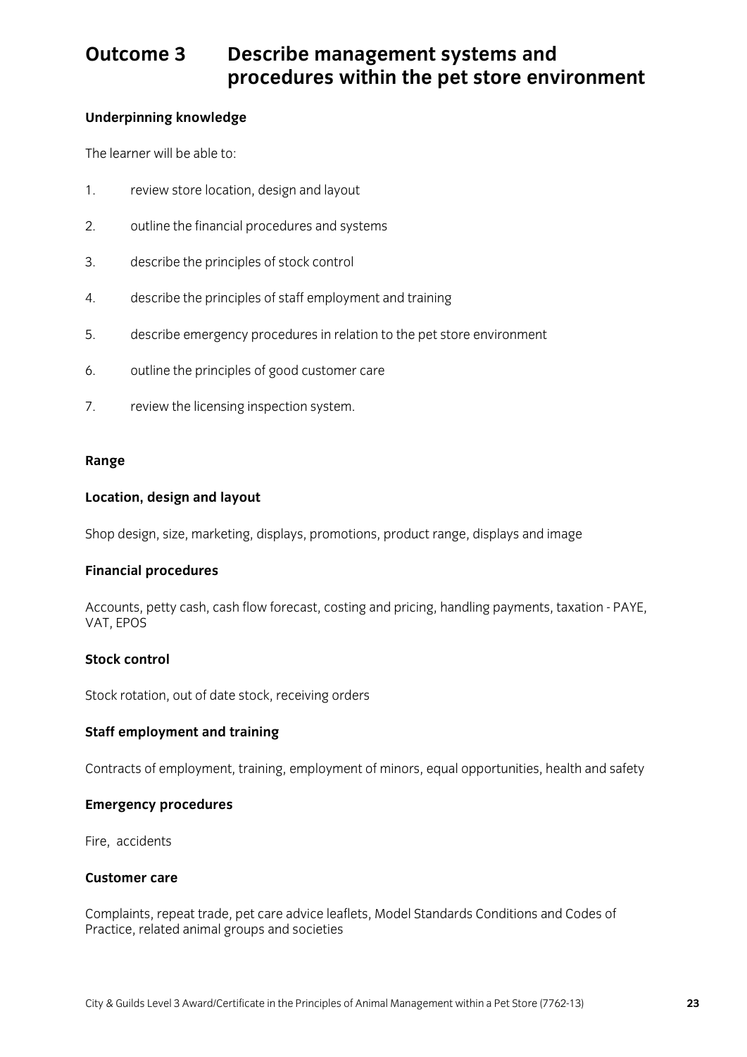# Outcome 3 Describe management systems and procedures within the pet store environment

**Underpinning knowledge**

The learner will be able to:

1. review store location, design and layout
2. outline the financial procedures and systems
3. describe the principles of stock control
4. describe the principles of staff employment and training
5. describe emergency procedures in relation to the pet store environment
6. outline the principles of good customer care
7. review the licensing inspection system.

**Range**

**Location, design and layout**

Shop design, size, marketing, displays, promotions, product range, displays and image

**Financial procedures**

Accounts, petty cash, cash flow forecast, costing and pricing, handling payments, taxation - PAYE, VAT, EPOS

**Stock control**

Stock rotation, out of date stock, receiving orders

**Staff employment and training**

Contracts of employment, training, employment of minors, equal opportunities, health and safety

**Emergency procedures**

Fire, accidents

**Customer care**

Complaints, repeat trade, pet care advice leaflets, Model Standards Conditions and Codes of Practice, related animal groups and societies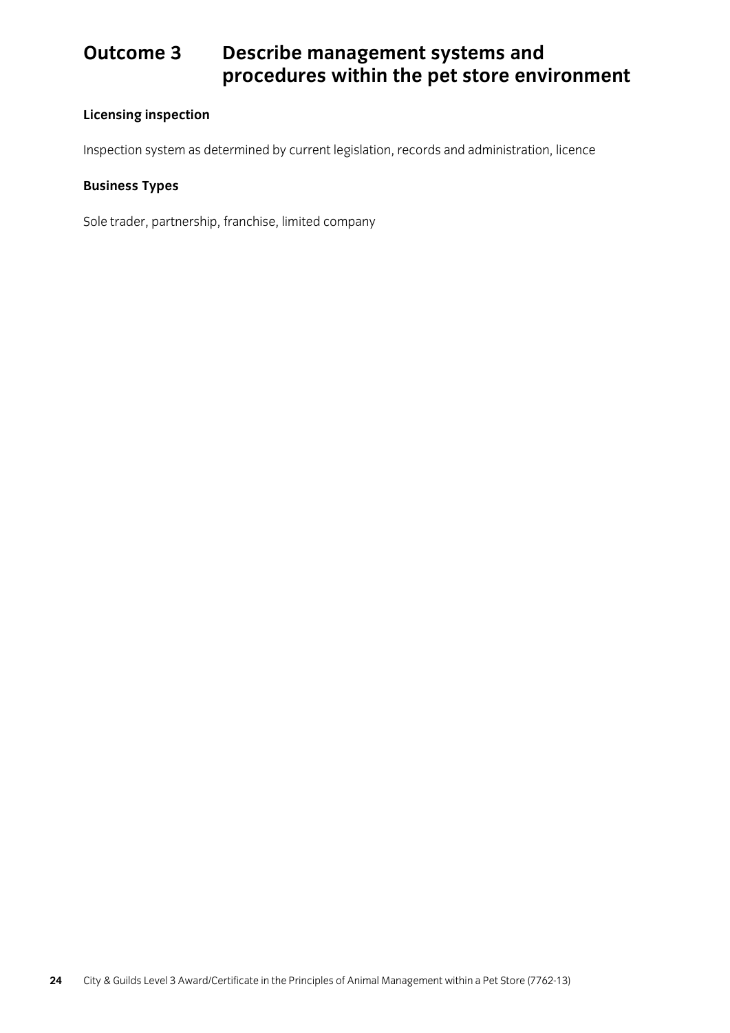# Outcome 3 Describe management systems and procedures within the pet store environment

**Licensing inspection**

Inspection system as determined by current legislation, records and administration, licence

**Business Types**

Sole trader, partnership, franchise, limited company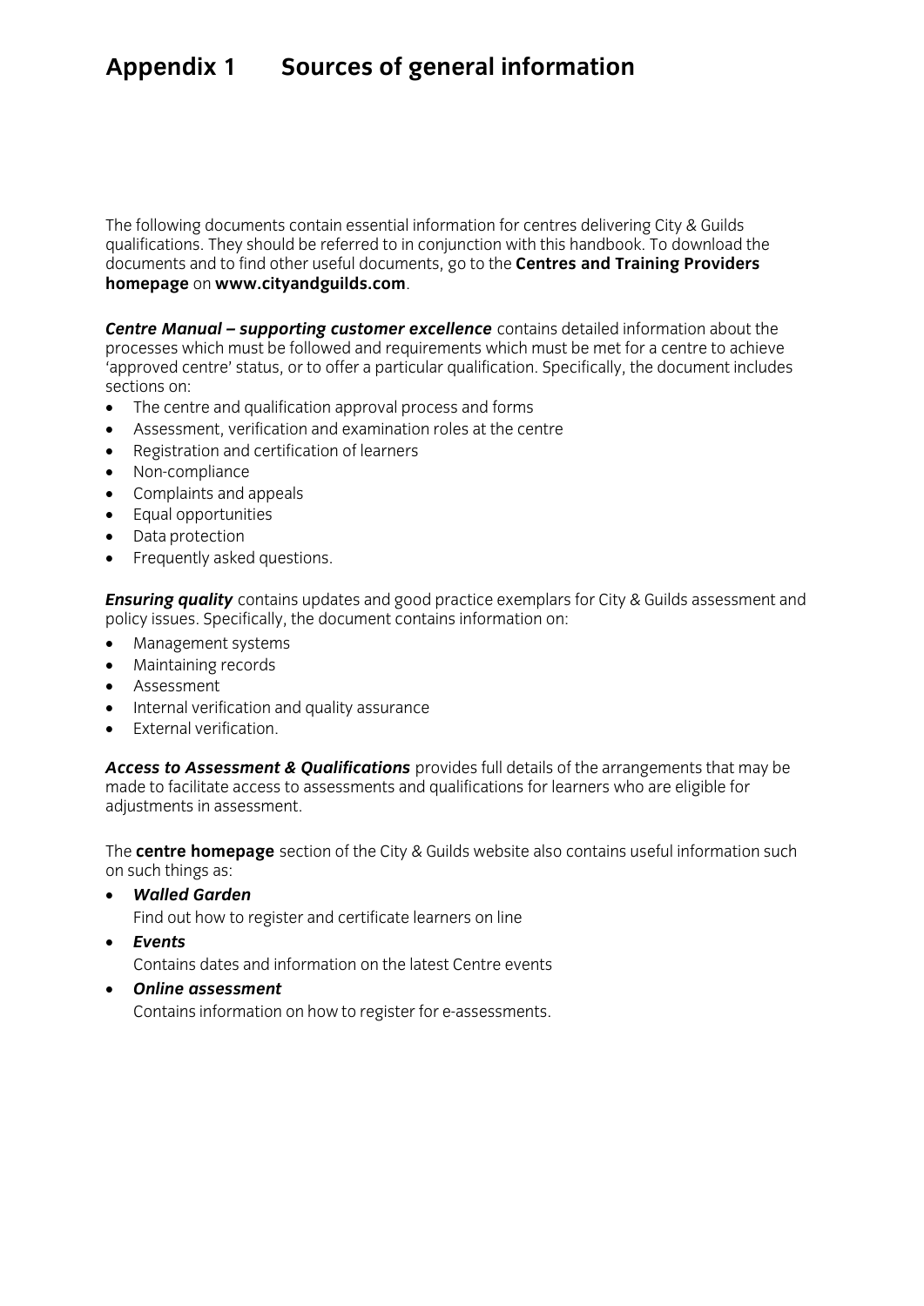# Appendix 1 Sources of general information

The following documents contain essential information for centres delivering City & Guilds qualifications. They should be referred to in conjunction with this handbook. To download the documents and to find other useful documents, go to the **Centres and Training Providers homepage** on **www.cityandguilds.com**.

***Centre Manual – supporting customer excellence*** contains detailed information about the processes which must be followed and requirements which must be met for a centre to achieve 'approved centre' status, or to offer a particular qualification. Specifically, the document includes sections on:

- The centre and qualification approval process and forms
- Assessment, verification and examination roles at the centre
- Registration and certification of learners
- Non-compliance
- Complaints and appeals
- Equal opportunities
- Data protection
- Frequently asked questions.

***Ensuring quality*** contains updates and good practice exemplars for City & Guilds assessment and policy issues. Specifically, the document contains information on:

- Management systems
- Maintaining records
- Assessment
- Internal verification and quality assurance
- External verification.

***Access to Assessment & Qualifications*** provides full details of the arrangements that may be made to facilitate access to assessments and qualifications for learners who are eligible for adjustments in assessment.

The **centre homepage** section of the City & Guilds website also contains useful information such on such things as:

- ***Walled Garden***
  Find out how to register and certificate learners on line
- ***Events***
  Contains dates and information on the latest Centre events
- ***Online assessment***
  Contains information on how to register for e-assessments.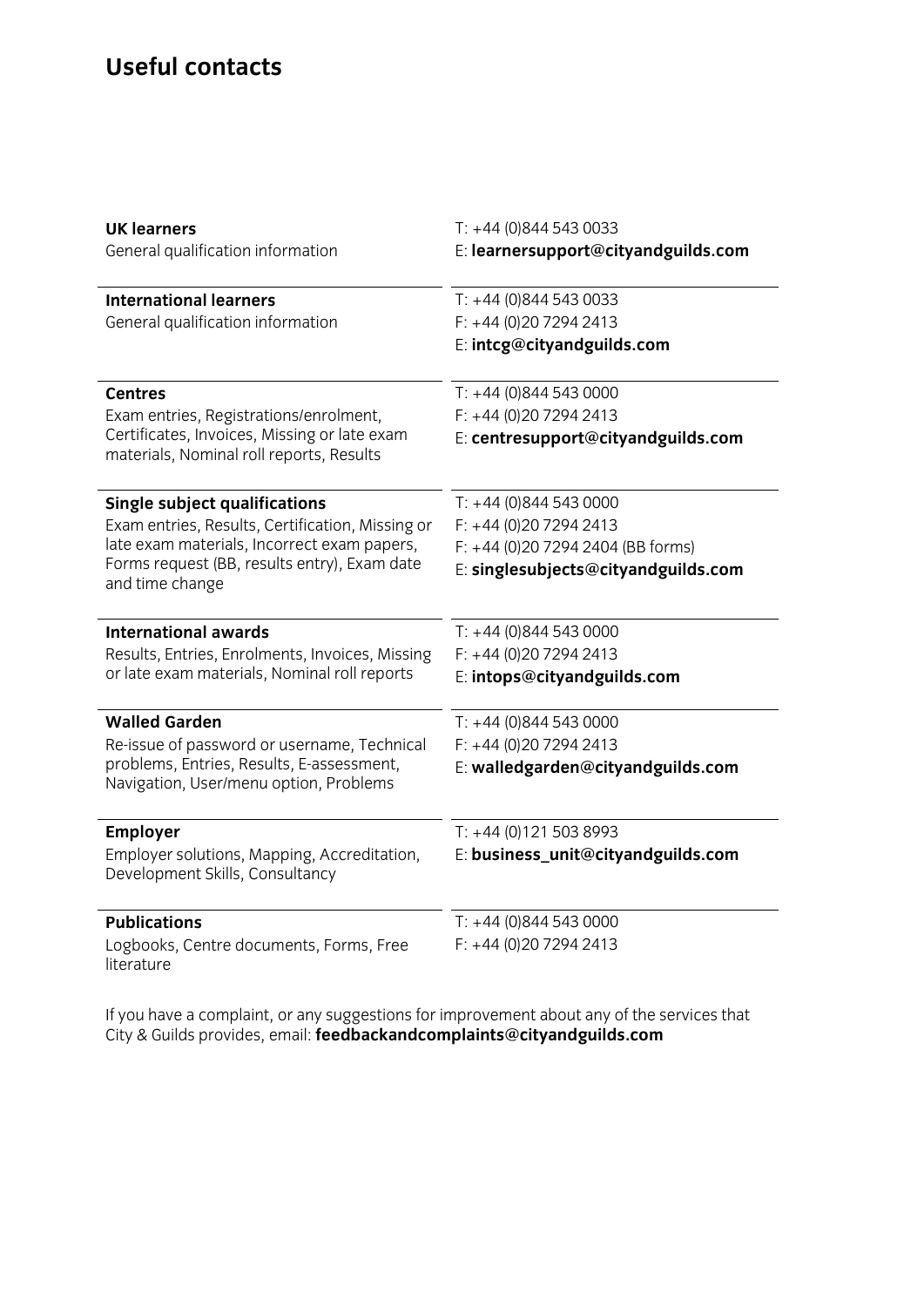# Useful contacts

| | |
|---|---|
| **UK learners**<br>General qualification information | T: +44 (0)844 543 0033<br>E: **learnersupport@cityandguilds.com** |
| **International learners**<br>General qualification information | T: +44 (0)844 543 0033<br>F: +44 (0)20 7294 2413<br>E: **intcg@cityandguilds.com** |
| **Centres**<br>Exam entries, Registrations/enrolment, Certificates, Invoices, Missing or late exam materials, Nominal roll reports, Results | T: +44 (0)844 543 0000<br>F: +44 (0)20 7294 2413<br>E: **centresupport@cityandguilds.com** |
| **Single subject qualifications**<br>Exam entries, Results, Certification, Missing or late exam materials, Incorrect exam papers, Forms request (BB, results entry), Exam date and time change | T: +44 (0)844 543 0000<br>F: +44 (0)20 7294 2413<br>F: +44 (0)20 7294 2404 (BB forms)<br>E: **singlesubjects@cityandguilds.com** |
| **International awards**<br>Results, Entries, Enrolments, Invoices, Missing or late exam materials, Nominal roll reports | T: +44 (0)844 543 0000<br>F: +44 (0)20 7294 2413<br>E: **intops@cityandguilds.com** |
| **Walled Garden**<br>Re-issue of password or username, Technical problems, Entries, Results, E-assessment, Navigation, User/menu option, Problems | T: +44 (0)844 543 0000<br>F: +44 (0)20 7294 2413<br>E: **walledgarden@cityandguilds.com** |
| **Employer**<br>Employer solutions, Mapping, Accreditation, Development Skills, Consultancy | T: +44 (0)121 503 8993<br>E: **business_unit@cityandguilds.com** |
| **Publications**<br>Logbooks, Centre documents, Forms, Free literature | T: +44 (0)844 543 0000<br>F: +44 (0)20 7294 2413 |

If you have a complaint, or any suggestions for improvement about any of the services that City & Guilds provides, email: **feedbackandcomplaints@cityandguilds.com**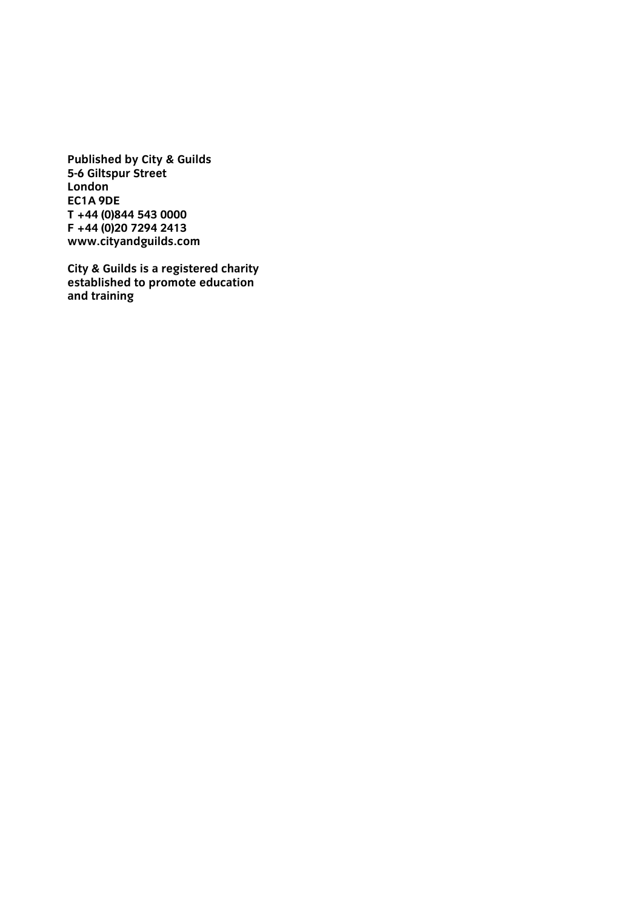**Published by City & Guilds**
**5-6 Giltspur Street**
**London**
**EC1A 9DE**
**T +44 (0)844 543 0000**
**F +44 (0)20 7294 2413**
**www.cityandguilds.com**

**City & Guilds is a registered charity established to promote education and training**